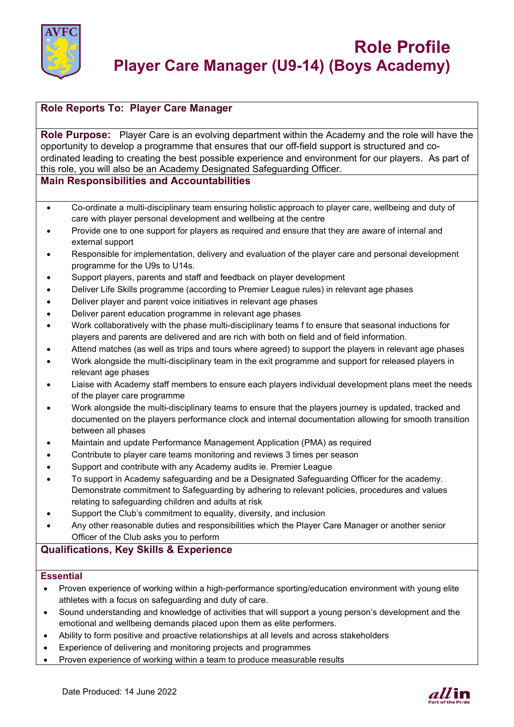# Role Profile

## Player Care Manager (U9-14) (Boys Academy)

**Role Reports To: Player Care Manager**

**Role Purpose:** Player Care is an evolving department within the Academy and the role will have the opportunity to develop a programme that ensures that our off-field support is structured and co-ordinated leading to creating the best possible experience and environment for our players. As part of this role, you will also be an Academy Designated Safeguarding Officer.

### Main Responsibilities and Accountabilities

- Co-ordinate a multi-disciplinary team ensuring holistic approach to player care, wellbeing and duty of care with player personal development and wellbeing at the centre
- Provide one to one support for players as required and ensure that they are aware of internal and external support
- Responsible for implementation, delivery and evaluation of the player care and personal development programme for the U9s to U14s.
- Support players, parents and staff and feedback on player development
- Deliver Life Skills programme (according to Premier League rules) in relevant age phases
- Deliver player and parent voice initiatives in relevant age phases
- Deliver parent education programme in relevant age phases
- Work collaboratively with the phase multi-disciplinary teams f to ensure that seasonal inductions for players and parents are delivered and are rich with both on field and of field information.
- Attend matches (as well as trips and tours where agreed) to support the players in relevant age phases
- Work alongside the multi-disciplinary team in the exit programme and support for released players in relevant age phases
- Liaise with Academy staff members to ensure each players individual development plans meet the needs of the player care programme
- Work alongside the multi-disciplinary teams to ensure that the players journey is updated, tracked and documented on the players performance clock and internal documentation allowing for smooth transition between all phases
- Maintain and update Performance Management Application (PMA) as required
- Contribute to player care teams monitoring and reviews 3 times per season
- Support and contribute with any Academy audits ie. Premier League
- To support in Academy safeguarding and be a Designated Safeguarding Officer for the academy. Demonstrate commitment to Safeguarding by adhering to relevant policies, procedures and values relating to safeguarding children and adults at risk
- Support the Club's commitment to equality, diversity, and inclusion
- Any other reasonable duties and responsibilities which the Player Care Manager or another senior Officer of the Club asks you to perform

### Qualifications, Key Skills & Experience

#### Essential

- Proven experience of working within a high-performance sporting/education environment with young elite athletes with a focus on safeguarding and duty of care.
- Sound understanding and knowledge of activities that will support a young person's development and the emotional and wellbeing demands placed upon them as elite performers.
- Ability to form positive and proactive relationships at all levels and across stakeholders
- Experience of delivering and monitoring projects and programmes
- Proven experience of working within a team to produce measurable results

Date Produced: 14 June 2022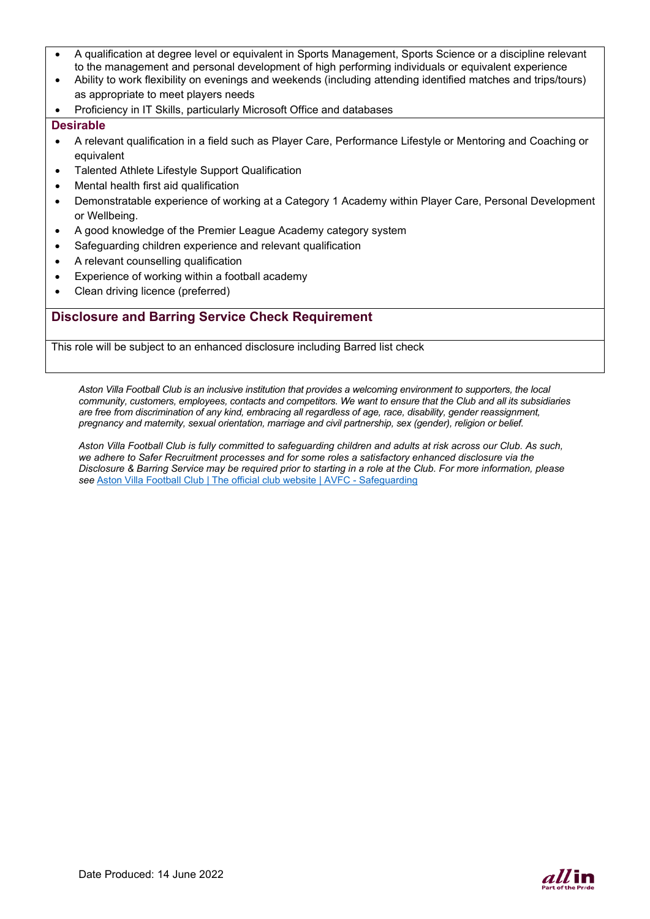- A qualification at degree level or equivalent in Sports Management, Sports Science or a discipline relevant to the management and personal development of high performing individuals or equivalent experience
- Ability to work flexibility on evenings and weekends (including attending identified matches and trips/tours) as appropriate to meet players needs
- Proficiency in IT Skills, particularly Microsoft Office and databases

**Desirable**

- A relevant qualification in a field such as Player Care, Performance Lifestyle or Mentoring and Coaching or equivalent
- Talented Athlete Lifestyle Support Qualification
- Mental health first aid qualification
- Demonstratable experience of working at a Category 1 Academy within Player Care, Personal Development or Wellbeing.
- A good knowledge of the Premier League Academy category system
- Safeguarding children experience and relevant qualification
- A relevant counselling qualification
- Experience of working within a football academy
- Clean driving licence (preferred)

## Disclosure and Barring Service Check Requirement

This role will be subject to an enhanced disclosure including Barred list check

*Aston Villa Football Club is an inclusive institution that provides a welcoming environment to supporters, the local community, customers, employees, contacts and competitors. We want to ensure that the Club and all its subsidiaries are free from discrimination of any kind, embracing all regardless of age, race, disability, gender reassignment, pregnancy and maternity, sexual orientation, marriage and civil partnership, sex (gender), religion or belief.*

*Aston Villa Football Club is fully committed to safeguarding children and adults at risk across our Club. As such, we adhere to Safer Recruitment processes and for some roles a satisfactory enhanced disclosure via the Disclosure & Barring Service may be required prior to starting in a role at the Club. For more information, please see* [Aston Villa Football Club | The official club website | AVFC - Safeguarding]

Date Produced: 14 June 2022